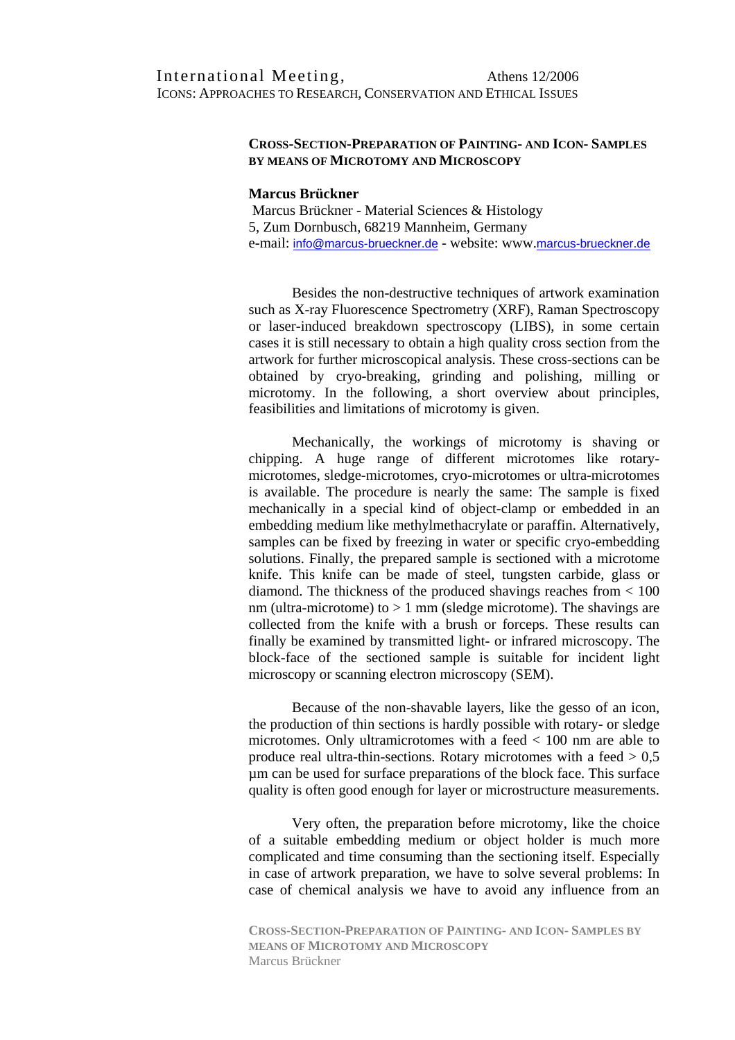International Meeting, Athens 12/2006
ICONS: APPROACHES TO RESEARCH, CONSERVATION AND ETHICAL ISSUES

# CROSS-SECTION-PREPARATION OF PAINTING- AND ICON- SAMPLES BY MEANS OF MICROTOMY AND MICROSCOPY

**Marcus Brückner**

Marcus Brückner - Material Sciences & Histology
5, Zum Dornbusch, 68219 Mannheim, Germany
e-mail: info@marcus-brueckner.de - website: www.marcus-brueckner.de

Besides the non-destructive techniques of artwork examination such as X-ray Fluorescence Spectrometry (XRF), Raman Spectroscopy or laser-induced breakdown spectroscopy (LIBS), in some certain cases it is still necessary to obtain a high quality cross section from the artwork for further microscopical analysis. These cross-sections can be obtained by cryo-breaking, grinding and polishing, milling or microtomy. In the following, a short overview about principles, feasibilities and limitations of microtomy is given.

Mechanically, the workings of microtomy is shaving or chipping. A huge range of different microtomes like rotary-microtomes, sledge-microtomes, cryo-microtomes or ultra-microtomes is available. The procedure is nearly the same: The sample is fixed mechanically in a special kind of object-clamp or embedded in an embedding medium like methylmethacrylate or paraffin. Alternatively, samples can be fixed by freezing in water or specific cryo-embedding solutions. Finally, the prepared sample is sectioned with a microtome knife. This knife can be made of steel, tungsten carbide, glass or diamond. The thickness of the produced shavings reaches from < 100 nm (ultra-microtome) to > 1 mm (sledge microtome). The shavings are collected from the knife with a brush or forceps. These results can finally be examined by transmitted light- or infrared microscopy. The block-face of the sectioned sample is suitable for incident light microscopy or scanning electron microscopy (SEM).

Because of the non-shavable layers, like the gesso of an icon, the production of thin sections is hardly possible with rotary- or sledge microtomes. Only ultramicrotomes with a feed < 100 nm are able to produce real ultra-thin-sections. Rotary microtomes with a feed > 0,5 µm can be used for surface preparations of the block face. This surface quality is often good enough for layer or microstructure measurements.

Very often, the preparation before microtomy, like the choice of a suitable embedding medium or object holder is much more complicated and time consuming than the sectioning itself. Especially in case of artwork preparation, we have to solve several problems: In case of chemical analysis we have to avoid any influence from an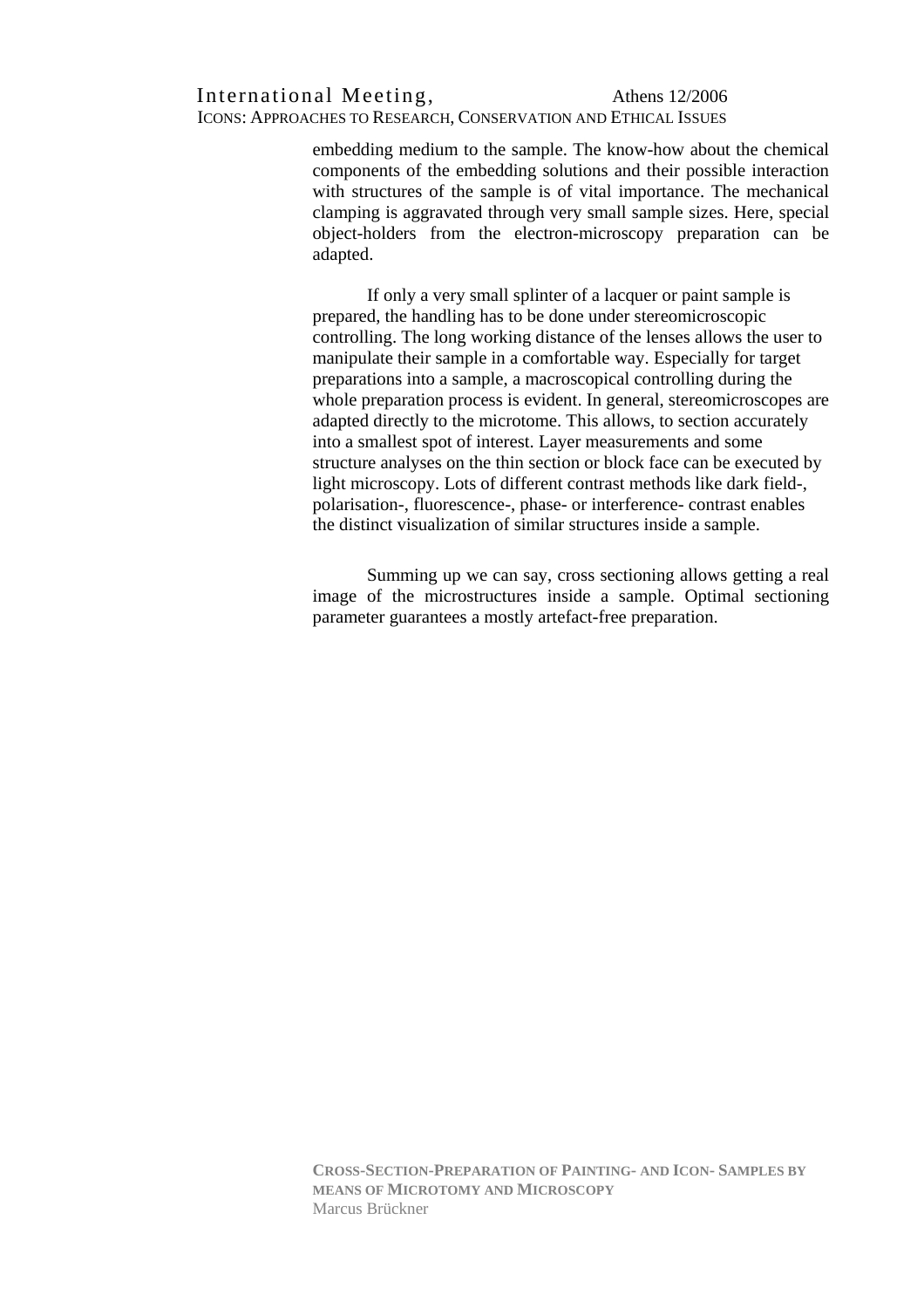embedding medium to the sample. The know-how about the chemical components of the embedding solutions and their possible interaction with structures of the sample is of vital importance. The mechanical clamping is aggravated through very small sample sizes. Here, special object-holders from the electron-microscopy preparation can be adapted.

If only a very small splinter of a lacquer or paint sample is prepared, the handling has to be done under stereomicroscopic controlling. The long working distance of the lenses allows the user to manipulate their sample in a comfortable way. Especially for target preparations into a sample, a macroscopical controlling during the whole preparation process is evident. In general, stereomicroscopes are adapted directly to the microtome. This allows, to section accurately into a smallest spot of interest. Layer measurements and some structure analyses on the thin section or block face can be executed by light microscopy. Lots of different contrast methods like dark field-, polarisation-, fluorescence-, phase- or interference- contrast enables the distinct visualization of similar structures inside a sample.

Summing up we can say, cross sectioning allows getting a real image of the microstructures inside a sample. Optimal sectioning parameter guarantees a mostly artefact-free preparation.